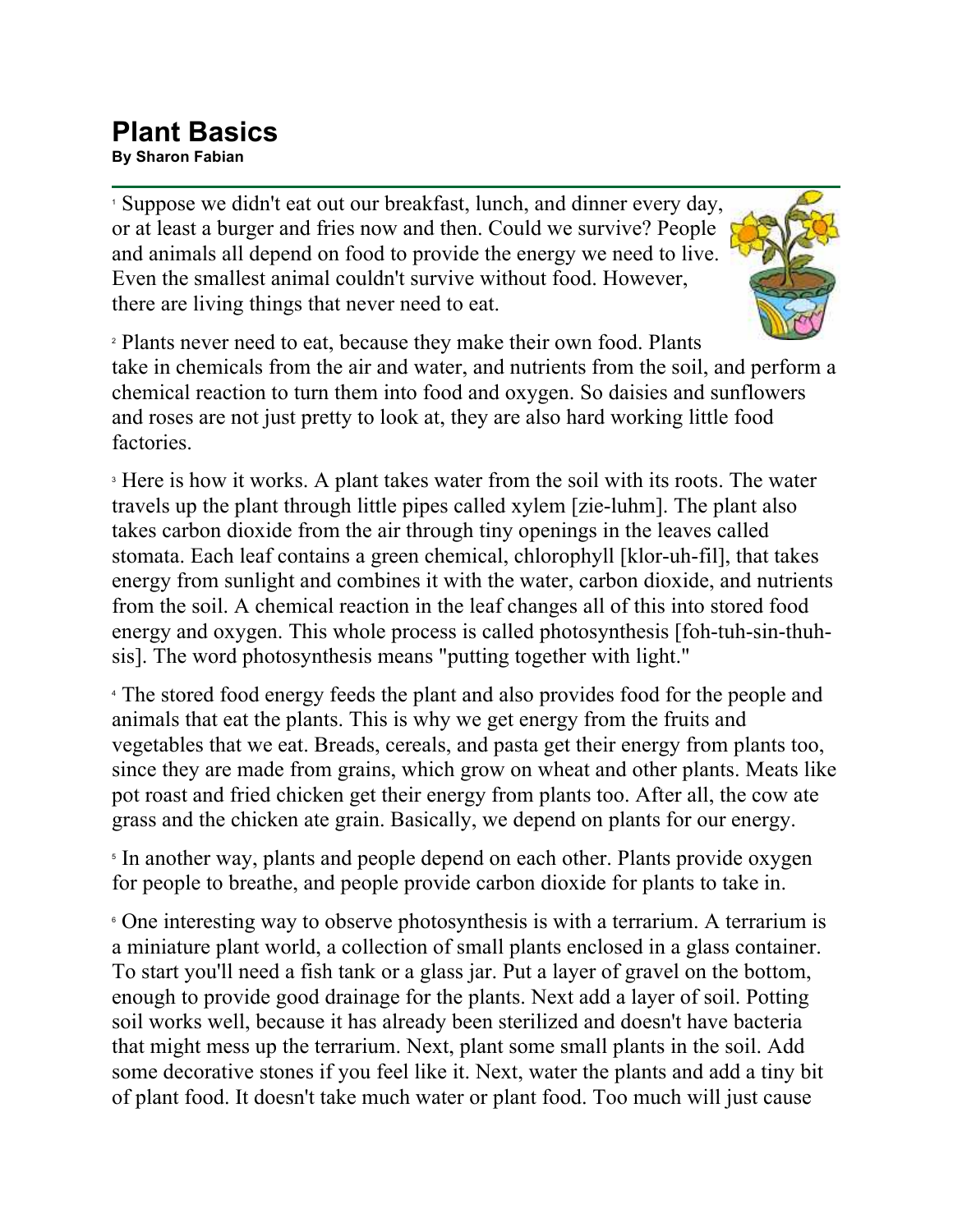# Plant Basics

**By Sharon Fabian**

[1] Suppose we didn't eat out our breakfast, lunch, and dinner every day, or at least a burger and fries now and then. Could we survive? People and animals all depend on food to provide the energy we need to live. Even the smallest animal couldn't survive without food. However, there are living things that never need to eat.

[2] Plants never need to eat, because they make their own food. Plants take in chemicals from the air and water, and nutrients from the soil, and perform a chemical reaction to turn them into food and oxygen. So daisies and sunflowers and roses are not just pretty to look at, they are also hard working little food factories.

[3] Here is how it works. A plant takes water from the soil with its roots. The water travels up the plant through little pipes called xylem [zie-luhm]. The plant also takes carbon dioxide from the air through tiny openings in the leaves called stomata. Each leaf contains a green chemical, chlorophyll [klor-uh-fil], that takes energy from sunlight and combines it with the water, carbon dioxide, and nutrients from the soil. A chemical reaction in the leaf changes all of this into stored food energy and oxygen. This whole process is called photosynthesis [foh-tuh-sin-thuh-sis]. The word photosynthesis means "putting together with light."

[4] The stored food energy feeds the plant and also provides food for the people and animals that eat the plants. This is why we get energy from the fruits and vegetables that we eat. Breads, cereals, and pasta get their energy from plants too, since they are made from grains, which grow on wheat and other plants. Meats like pot roast and fried chicken get their energy from plants too. After all, the cow ate grass and the chicken ate grain. Basically, we depend on plants for our energy.

[5] In another way, plants and people depend on each other. Plants provide oxygen for people to breathe, and people provide carbon dioxide for plants to take in.

[6] One interesting way to observe photosynthesis is with a terrarium. A terrarium is a miniature plant world, a collection of small plants enclosed in a glass container. To start you'll need a fish tank or a glass jar. Put a layer of gravel on the bottom, enough to provide good drainage for the plants. Next add a layer of soil. Potting soil works well, because it has already been sterilized and doesn't have bacteria that might mess up the terrarium. Next, plant some small plants in the soil. Add some decorative stones if you feel like it. Next, water the plants and add a tiny bit of plant food. It doesn't take much water or plant food. Too much will just cause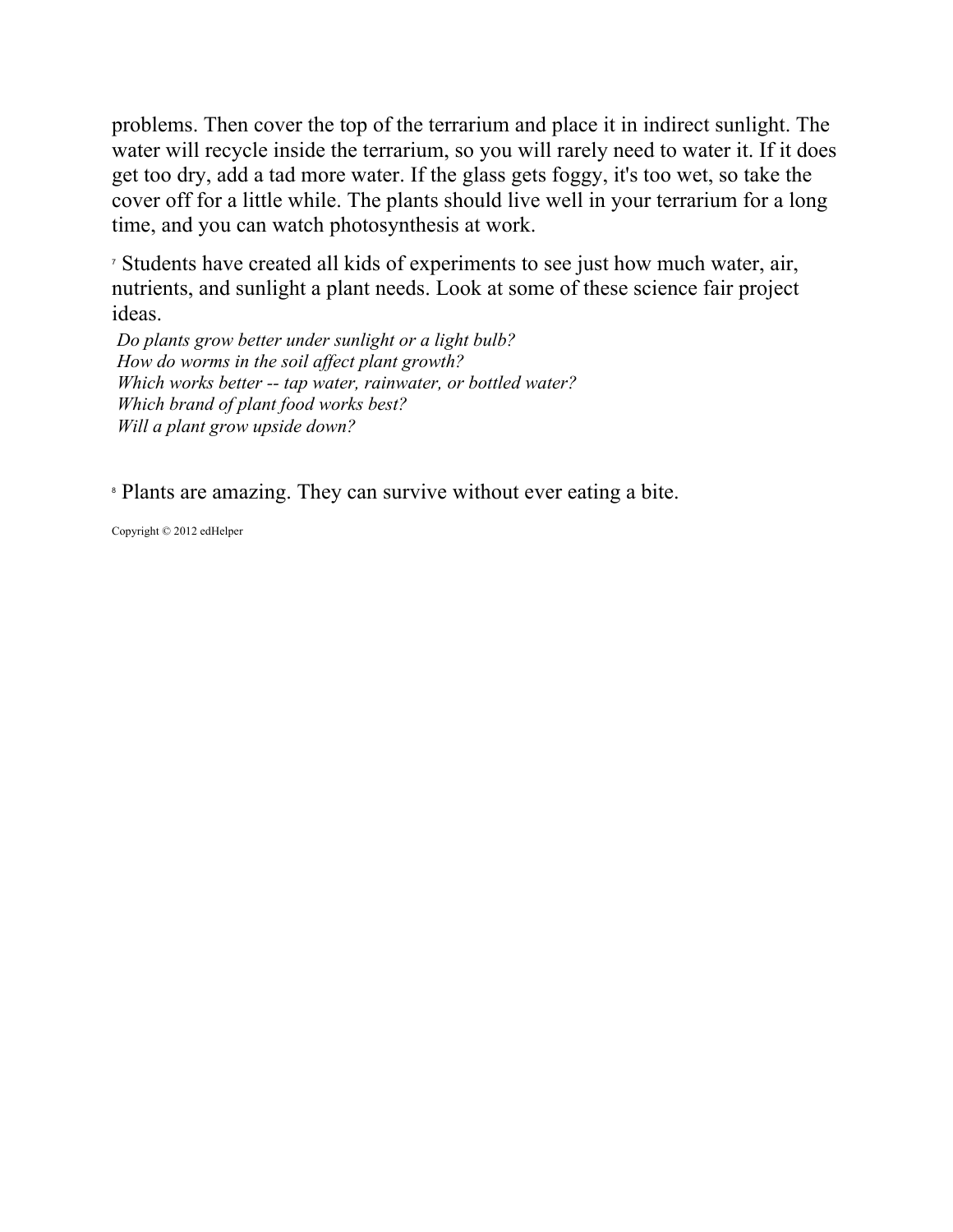problems. Then cover the top of the terrarium and place it in indirect sunlight. The water will recycle inside the terrarium, so you will rarely need to water it. If it does get too dry, add a tad more water. If the glass gets foggy, it's too wet, so take the cover off for a little while. The plants should live well in your terrarium for a long time, and you can watch photosynthesis at work.

7 Students have created all kids of experiments to see just how much water, air, nutrients, and sunlight a plant needs. Look at some of these science fair project ideas.

*Do plants grow better under sunlight or a light bulb?*
*How do worms in the soil affect plant growth?*
*Which works better -- tap water, rainwater, or bottled water?*
*Which brand of plant food works best?*
*Will a plant grow upside down?*

8 Plants are amazing. They can survive without ever eating a bite.

Copyright © 2012 edHelper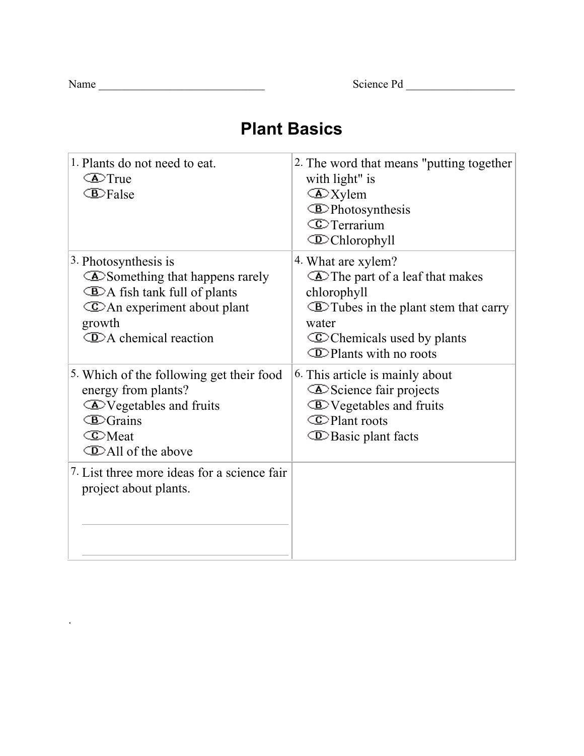Name ______________________________ Science Pd ___________________

# Plant Basics

1. Plants do not need to eat.
   - (A) True
   - (B) False

2. The word that means "putting together with light" is
   - (A) Xylem
   - (B) Photosynthesis
   - (C) Terrarium
   - (D) Chlorophyll

3. Photosynthesis is
   - (A) Something that happens rarely
   - (B) A fish tank full of plants
   - (C) An experiment about plant growth
   - (D) A chemical reaction

4. What are xylem?
   - (A) The part of a leaf that makes chlorophyll
   - (B) Tubes in the plant stem that carry water
   - (C) Chemicals used by plants
   - (D) Plants with no roots

5. Which of the following get their food energy from plants?
   - (A) Vegetables and fruits
   - (B) Grains
   - (C) Meat
   - (D) All of the above

6. This article is mainly about
   - (A) Science fair projects
   - (B) Vegetables and fruits
   - (C) Plant roots
   - (D) Basic plant facts

7. List three more ideas for a science fair project about plants.

   ______________________________

   ______________________________

.